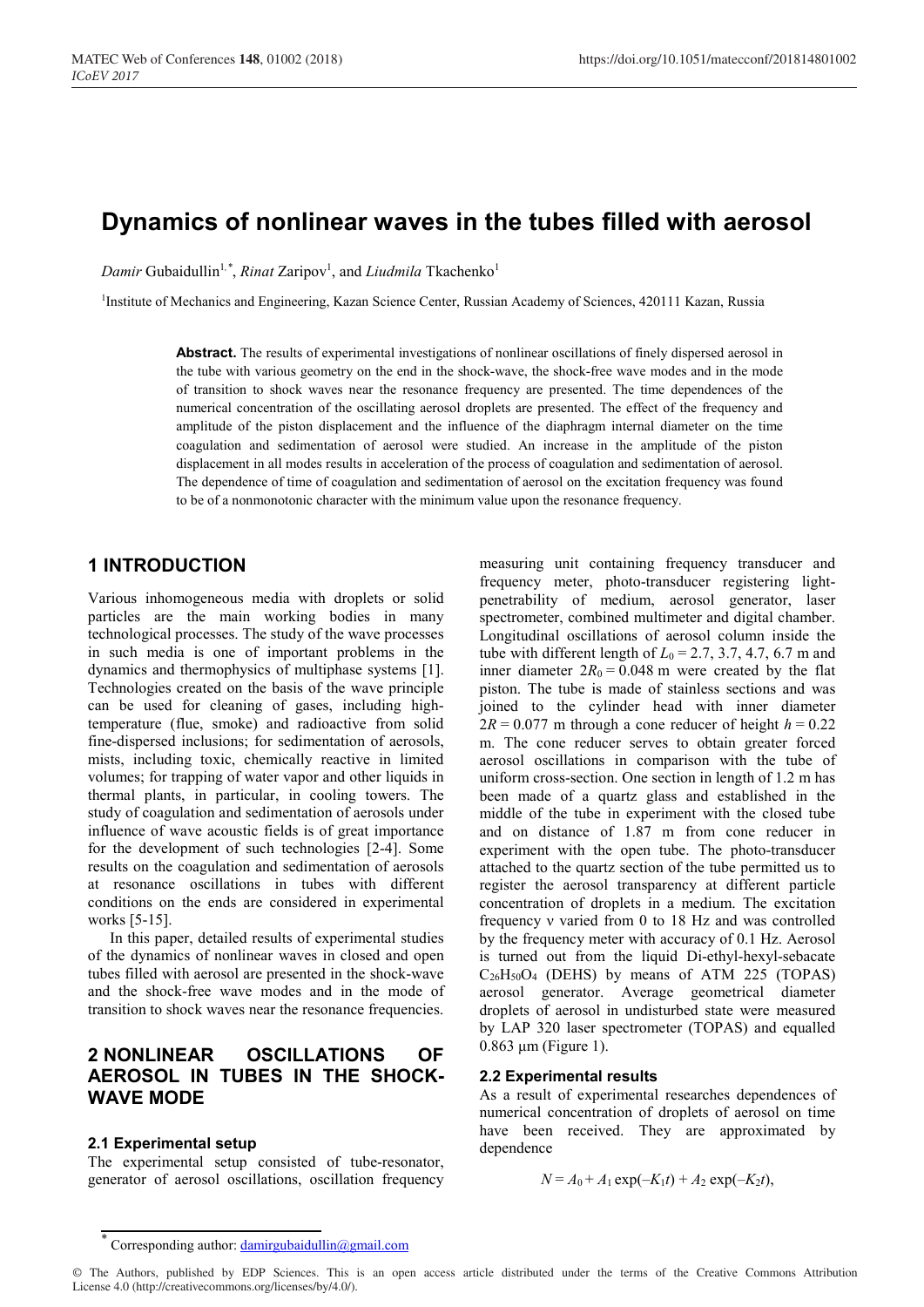# Dynamics of nonlinear waves in the tubes filled with aerosol

*Damir* Gubaidullin[1,*], *Rinat* Zaripov[1], and *Liudmila* Tkachenko[1]

[1]Institute of Mechanics and Engineering, Kazan Science Center, Russian Academy of Sciences, 420111 Kazan, Russia

**Abstract.** The results of experimental investigations of nonlinear oscillations of finely dispersed aerosol in the tube with various geometry on the end in the shock-wave, the shock-free wave modes and in the mode of transition to shock waves near the resonance frequency are presented. The time dependences of the numerical concentration of the oscillating aerosol droplets are presented. The effect of the frequency and amplitude of the piston displacement and the influence of the diaphragm internal diameter on the time coagulation and sedimentation of aerosol were studied. An increase in the amplitude of the piston displacement in all modes results in acceleration of the process of coagulation and sedimentation of aerosol. The dependence of time of coagulation and sedimentation of aerosol on the excitation frequency was found to be of a nonmonotonic character with the minimum value upon the resonance frequency.

## 1 INTRODUCTION

Various inhomogeneous media with droplets or solid particles are the main working bodies in many technological processes. The study of the wave processes in such media is one of important problems in the dynamics and thermophysics of multiphase systems [1]. Technologies created on the basis of the wave principle can be used for cleaning of gases, including high-temperature (flue, smoke) and radioactive from solid fine-dispersed inclusions; for sedimentation of aerosols, mists, including toxic, chemically reactive in limited volumes; for trapping of water vapor and other liquids in thermal plants, in particular, in cooling towers. The study of coagulation and sedimentation of aerosols under influence of wave acoustic fields is of great importance for the development of such technologies [2-4]. Some results on the coagulation and sedimentation of aerosols at resonance oscillations in tubes with different conditions on the ends are considered in experimental works [5-15].

In this paper, detailed results of experimental studies of the dynamics of nonlinear waves in closed and open tubes filled with aerosol are presented in the shock-wave and the shock-free wave modes and in the mode of transition to shock waves near the resonance frequencies.

## 2 NONLINEAR OSCILLATIONS OF AEROSOL IN TUBES IN THE SHOCK-WAVE MODE

### 2.1 Experimental setup

The experimental setup consisted of tube-resonator, generator of aerosol oscillations, oscillation frequency measuring unit containing frequency transducer and frequency meter, photo-transducer registering light-penetrability of medium, aerosol generator, laser spectrometer, combined multimeter and digital chamber. Longitudinal oscillations of aerosol column inside the tube with different length of $L_0 = 2.7$, 3.7, 4.7, 6.7 m and inner diameter $2R_0 = 0.048$ m were created by the flat piston. The tube is made of stainless sections and was joined to the cylinder head with inner diameter $2R = 0.077$ m through a cone reducer of height $h = 0.22$ m. The cone reducer serves to obtain greater forced aerosol oscillations in comparison with the tube of uniform cross-section. One section in length of 1.2 m has been made of a quartz glass and established in the middle of the tube in experiment with the closed tube and on distance of 1.87 m from cone reducer in experiment with the open tube. The photo-transducer attached to the quartz section of the tube permitted us to register the aerosol transparency at different particle concentration of droplets in a medium. The excitation frequency ν varied from 0 to 18 Hz and was controlled by the frequency meter with accuracy of 0.1 Hz. Aerosol is turned out from the liquid Di-ethyl-hexyl-sebacate $C_{26}H_{50}O_4$ (DEHS) by means of ATM 225 (TOPAS) aerosol generator. Average geometrical diameter droplets of aerosol in undisturbed state were measured by LAP 320 laser spectrometer (TOPAS) and equalled 0.863 μm (Figure 1).

### 2.2 Experimental results

As a result of experimental researches dependences of numerical concentration of droplets of aerosol on time have been received. They are approximated by dependence

$$N = A_0 + A_1 \exp(-K_1 t) + A_2 \exp(-K_2 t),$$

---

[*] Corresponding author: damirgubaidullin@gmail.com

© The Authors, published by EDP Sciences. This is an open access article distributed under the terms of the Creative Commons Attribution License 4.0 (http://creativecommons.org/licenses/by/4.0/).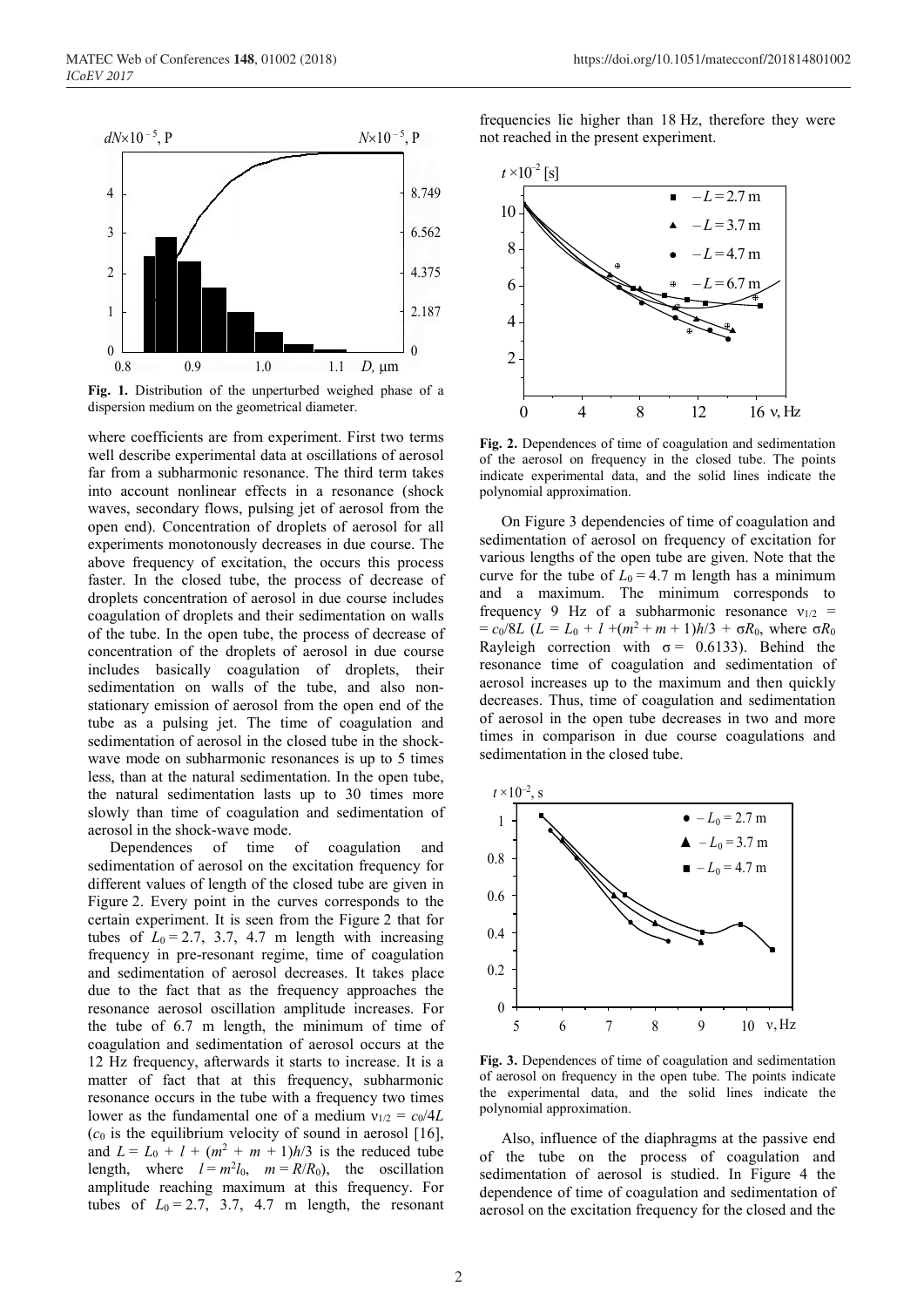**Fig. 1.** Distribution of the unperturbed weighed phase of a dispersion medium on the geometrical diameter.

where coefficients are from experiment. First two terms well describe experimental data at oscillations of aerosol far from a subharmonic resonance. The third term takes into account nonlinear effects in a resonance (shock waves, secondary flows, pulsing jet of aerosol from the open end). Concentration of droplets of aerosol for all experiments monotonously decreases in due course. The above frequency of excitation, the occurs this process faster. In the closed tube, the process of decrease of droplets concentration of aerosol in due course includes coagulation of droplets and their sedimentation on walls of the tube. In the open tube, the process of decrease of concentration of the droplets of aerosol in due course includes basically coagulation of droplets, their sedimentation on walls of the tube, and also non-stationary emission of aerosol from the open end of the tube as a pulsing jet. The time of coagulation and sedimentation of aerosol in the closed tube in the shock-wave mode on subharmonic resonances is up to 5 times less, than at the natural sedimentation. In the open tube, the natural sedimentation lasts up to 30 times more slowly than time of coagulation and sedimentation of aerosol in the shock-wave mode.

Dependences of time of coagulation and sedimentation of aerosol on the excitation frequency for different values of length of the closed tube are given in Figure 2. Every point in the curves corresponds to the certain experiment. It is seen from the Figure 2 that for tubes of $L_0 = 2.7$, 3.7, 4.7 m length with increasing frequency in pre-resonant regime, time of coagulation and sedimentation of aerosol decreases. It takes place due to the fact that as the frequency approaches the resonance aerosol oscillation amplitude increases. For the tube of 6.7 m length, the minimum of time of coagulation and sedimentation of aerosol occurs at the 12 Hz frequency, afterwards it starts to increase. It is a matter of fact that at this frequency, subharmonic resonance occurs in the tube with a frequency two times lower as the fundamental one of a medium $\nu_{1/2} = c_0/4L$ ($c_0$ is the equilibrium velocity of sound in aerosol [16], and $L = L_0 + l + (m^2 + m + 1)h/3$ is the reduced tube length, where $l = m^2 l_0$, $m = R/R_0$), the oscillation amplitude reaching maximum at this frequency. For tubes of $L_0 = 2.7$, 3.7, 4.7 m length, the resonant frequencies lie higher than 18 Hz, therefore they were not reached in the present experiment.

**Fig. 2.** Dependences of time of coagulation and sedimentation of the aerosol on frequency in the closed tube. The points indicate experimental data, and the solid lines indicate the polynomial approximation.

On Figure 3 dependencies of time of coagulation and sedimentation of aerosol on frequency of excitation for various lengths of the open tube are given. Note that the curve for the tube of $L_0 = 4.7$ m length has a minimum and a maximum. The minimum corresponds to frequency 9 Hz of a subharmonic resonance $\nu_{1/2} = c_0/8L$ ($L = L_0 + l + (m^2 + m + 1)h/3 + \sigma R_0$, where $\sigma R_0$ Rayleigh correction with $\sigma = 0.6133$). Behind the resonance time of coagulation and sedimentation of aerosol increases up to the maximum and then quickly decreases. Thus, time of coagulation and sedimentation of aerosol in the open tube decreases in two and more times in comparison in due course coagulations and sedimentation in the closed tube.

**Fig. 3.** Dependences of time of coagulation and sedimentation of aerosol on frequency in the open tube. The points indicate the experimental data, and the solid lines indicate the polynomial approximation.

Also, influence of the diaphragms at the passive end of the tube on the process of coagulation and sedimentation of aerosol is studied. In Figure 4 the dependence of time of coagulation and sedimentation of aerosol on the excitation frequency for the closed and the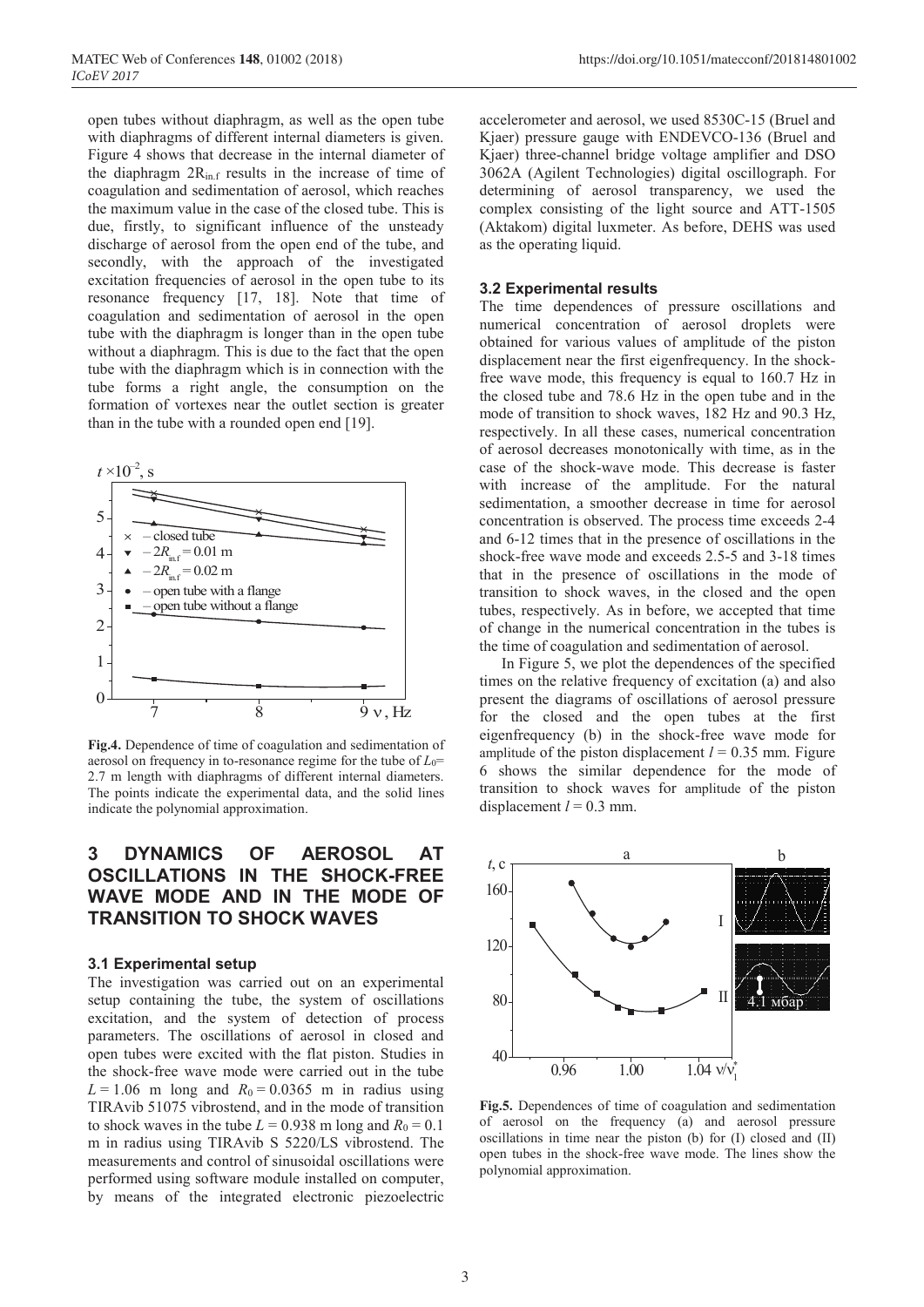open tubes without diaphragm, as well as the open tube with diaphragms of different internal diameters is given. Figure 4 shows that decrease in the internal diameter of the diaphragm $2R_{in.f}$ results in the increase of time of coagulation and sedimentation of aerosol, which reaches the maximum value in the case of the closed tube. This is due, firstly, to significant influence of the unsteady discharge of aerosol from the open end of the tube, and secondly, with the approach of the investigated excitation frequencies of aerosol in the open tube to its resonance frequency [17, 18]. Note that time of coagulation and sedimentation of aerosol in the open tube with the diaphragm is longer than in the open tube without a diaphragm. This is due to the fact that the open tube with the diaphragm which is in connection with the tube forms a right angle, the consumption on the formation of vortexes near the outlet section is greater than in the tube with a rounded open end [19].

**Fig.4.** Dependence of time of coagulation and sedimentation of aerosol on frequency in to-resonance regime for the tube of $L_0$= 2.7 m length with diaphragms of different internal diameters. The points indicate the experimental data, and the solid lines indicate the polynomial approximation.

# 3 DYNAMICS OF AEROSOL AT OSCILLATIONS IN THE SHOCK-FREE WAVE MODE AND IN THE MODE OF TRANSITION TO SHOCK WAVES

### 3.1 Experimental setup

The investigation was carried out on an experimental setup containing the tube, the system of oscillations excitation, and the system of detection of process parameters. The oscillations of aerosol in closed and open tubes were excited with the flat piston. Studies in the shock-free wave mode were carried out in the tube $L = 1.06$ m long and $R_0 = 0.0365$ m in radius using TIRAvib 51075 vibrostend, and in the mode of transition to shock waves in the tube $L = 0.938$ m long and $R_0 = 0.1$ m in radius using TIRAvib S 5220/LS vibrostend. The measurements and control of sinusoidal oscillations were performed using software module installed on computer, by means of the integrated electronic piezoelectric accelerometer and aerosol, we used 8530C-15 (Bruel and Kjaer) pressure gauge with ENDEVCO-136 (Bruel and Kjaer) three-channel bridge voltage amplifier and DSO 3062A (Agilent Technologies) digital oscillograph. For determining of aerosol transparency, we used the complex consisting of the light source and ATT-1505 (Aktakom) digital luxmeter. As before, DEHS was used as the operating liquid.

### 3.2 Experimental results

The time dependences of pressure oscillations and numerical concentration of aerosol droplets were obtained for various values of amplitude of the piston displacement near the first eigenfrequency. In the shock-free wave mode, this frequency is equal to 160.7 Hz in the closed tube and 78.6 Hz in the open tube and in the mode of transition to shock waves, 182 Hz and 90.3 Hz, respectively. In all these cases, numerical concentration of aerosol decreases monotonically with time, as in the case of the shock-wave mode. This decrease is faster with increase of the amplitude. For the natural sedimentation, a smoother decrease in time for aerosol concentration is observed. The process time exceeds 2-4 and 6-12 times that in the presence of oscillations in the shock-free wave mode and exceeds 2.5-5 and 3-18 times that in the presence of oscillations in the mode of transition to shock waves, in the closed and the open tubes, respectively. As in before, we accepted that time of change in the numerical concentration in the tubes is the time of coagulation and sedimentation of aerosol.

In Figure 5, we plot the dependences of the specified times on the relative frequency of excitation (a) and also present the diagrams of oscillations of aerosol pressure for the closed and the open tubes at the first eigenfrequency (b) in the shock-free wave mode for amplitude of the piston displacement $l = 0.35$ mm. Figure 6 shows the similar dependence for the mode of transition to shock waves for amplitude of the piston displacement $l = 0.3$ mm.

**Fig.5.** Dependences of time of coagulation and sedimentation of aerosol on the frequency (a) and aerosol pressure oscillations in time near the piston (b) for (I) closed and (II) open tubes in the shock-free wave mode. The lines show the polynomial approximation.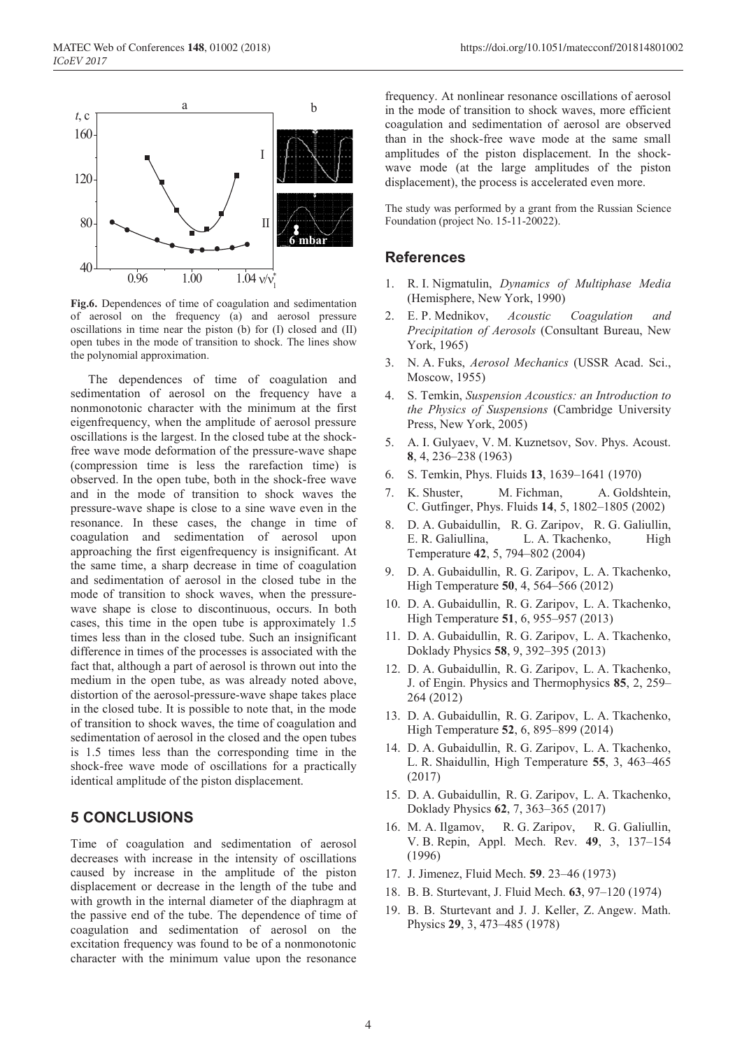a

b

$t$, c

160

120

80

40

0.96

1.00

1.04 $\nu/\nu_1^*$

I

II

6 mbar

**Fig.6.** Dependences of time of coagulation and sedimentation of aerosol on the frequency (a) and aerosol pressure oscillations in time near the piston (b) for (I) closed and (II) open tubes in the mode of transition to shock. The lines show the polynomial approximation.

The dependences of time of coagulation and sedimentation of aerosol on the frequency have a nonmonotonic character with the minimum at the first eigenfrequency, when the amplitude of aerosol pressure oscillations is the largest. In the closed tube at the shock-free wave mode deformation of the pressure-wave shape (compression time is less the rarefaction time) is observed. In the open tube, both in the shock-free wave and in the mode of transition to shock waves the pressure-wave shape is close to a sine wave even in the resonance. In these cases, the change in time of coagulation and sedimentation of aerosol upon approaching the first eigenfrequency is insignificant. At the same time, a sharp decrease in time of coagulation and sedimentation of aerosol in the closed tube in the mode of transition to shock waves, when the pressure-wave shape is close to discontinuous, occurs. In both cases, this time in the open tube is approximately 1.5 times less than in the closed tube. Such an insignificant difference in times of the processes is associated with the fact that, although a part of aerosol is thrown out into the medium in the open tube, as was already noted above, distortion of the aerosol-pressure-wave shape takes place in the closed tube. It is possible to note that, in the mode of transition to shock waves, the time of coagulation and sedimentation of aerosol in the closed and the open tubes is 1.5 times less than the corresponding time in the shock-free wave mode of oscillations for a practically identical amplitude of the piston displacement.

## 5 CONCLUSIONS

Time of coagulation and sedimentation of aerosol decreases with increase in the intensity of oscillations caused by increase in the amplitude of the piston displacement or decrease in the length of the tube and with growth in the internal diameter of the diaphragm at the passive end of the tube. The dependence of time of coagulation and sedimentation of aerosol on the excitation frequency was found to be of a nonmonotonic character with the minimum value upon the resonance frequency. At nonlinear resonance oscillations of aerosol in the mode of transition to shock waves, more efficient coagulation and sedimentation of aerosol are observed than in the shock-free wave mode at the same small amplitudes of the piston displacement. In the shock-wave mode (at the large amplitudes of the piston displacement), the process is accelerated even more.

The study was performed by a grant from the Russian Science Foundation (project No. 15-11-20022).

## References

1. R. I. Nigmatulin, *Dynamics of Multiphase Media* (Hemisphere, New York, 1990)
2. E. P. Mednikov, *Acoustic Coagulation and Precipitation of Aerosols* (Consultant Bureau, New York, 1965)
3. N. A. Fuks, *Aerosol Mechanics* (USSR Acad. Sci., Moscow, 1955)
4. S. Temkin, *Suspension Acoustics: an Introduction to the Physics of Suspensions* (Cambridge University Press, New York, 2005)
5. A. I. Gulyaev, V. M. Kuznetsov, Sov. Phys. Acoust. **8**, 4, 236–238 (1963)
6. S. Temkin, Phys. Fluids **13**, 1639–1641 (1970)
7. K. Shuster, M. Fichman, A. Goldshtein, C. Gutfinger, Phys. Fluids **14**, 5, 1802–1805 (2002)
8. D. A. Gubaidullin, R. G. Zaripov, R. G. Galiullin, E. R. Galiullina, L. A. Tkachenko, High Temperature **42**, 5, 794–802 (2004)
9. D. A. Gubaidullin, R. G. Zaripov, L. A. Tkachenko, High Temperature **50**, 4, 564–566 (2012)
10. D. A. Gubaidullin, R. G. Zaripov, L. A. Tkachenko, High Temperature **51**, 6, 955–957 (2013)
11. D. A. Gubaidullin, R. G. Zaripov, L. A. Tkachenko, Doklady Physics **58**, 9, 392–395 (2013)
12. D. A. Gubaidullin, R. G. Zaripov, L. A. Tkachenko, J. of Engin. Physics and Thermophysics **85**, 2, 259–264 (2012)
13. D. A. Gubaidullin, R. G. Zaripov, L. A. Tkachenko, High Temperature **52**, 6, 895–899 (2014)
14. D. A. Gubaidullin, R. G. Zaripov, L. A. Tkachenko, L. R. Shaidullin, High Temperature **55**, 3, 463–465 (2017)
15. D. A. Gubaidullin, R. G. Zaripov, L. A. Tkachenko, Doklady Physics **62**, 7, 363–365 (2017)
16. M. A. Ilgamov, R. G. Zaripov, R. G. Galiullin, V. B. Repin, Appl. Mech. Rev. **49**, 3, 137–154 (1996)
17. J. Jimenez, Fluid Mech. **59**. 23–46 (1973)
18. B. B. Sturtevant, J. Fluid Mech. **63**, 97–120 (1974)
19. B. B. Sturtevant and J. J. Keller, Z. Angew. Math. Physics **29**, 3, 473–485 (1978)